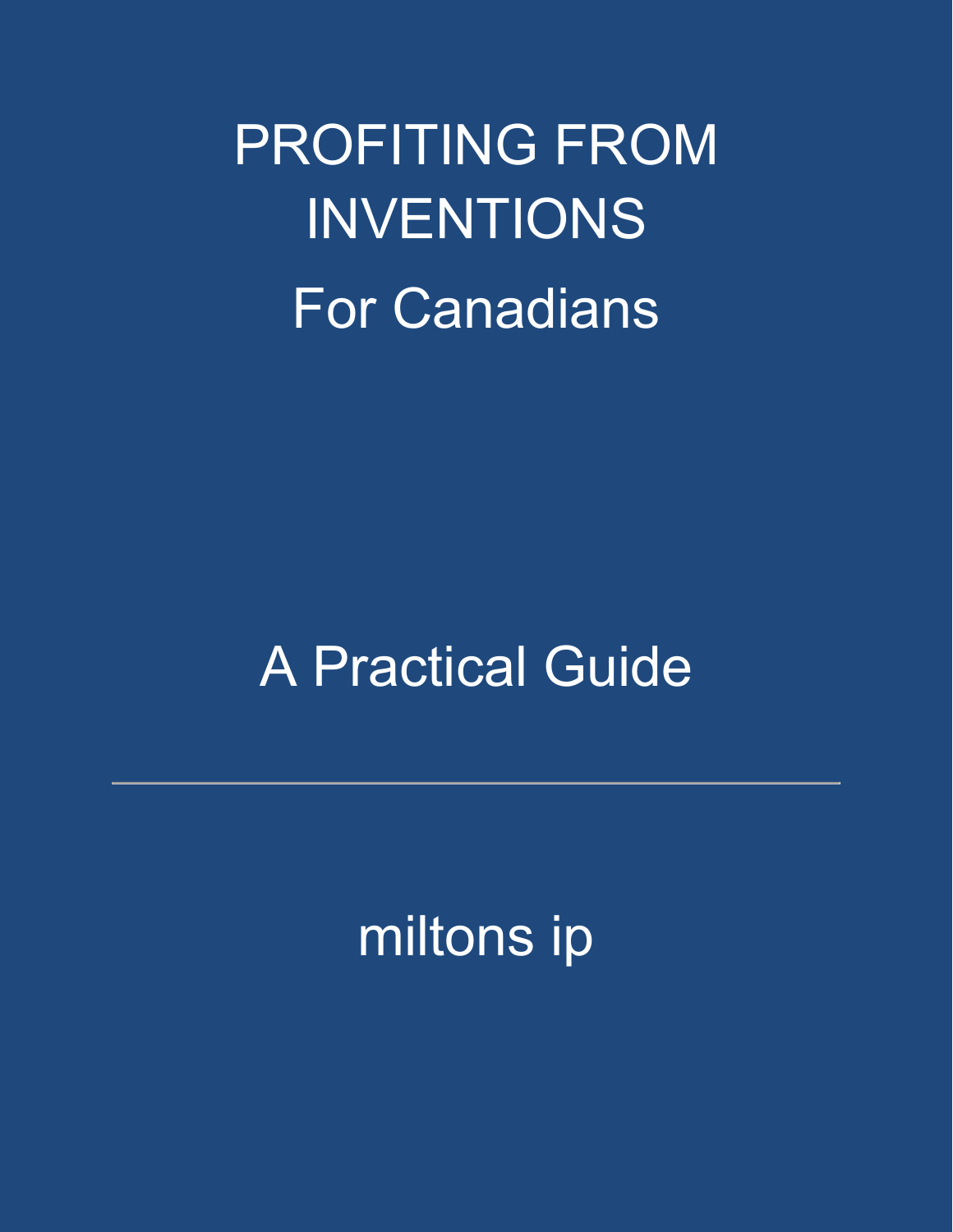# PROFITING FROM INVENTIONS

## For Canadians

## A Practical Guide

---

miltons ip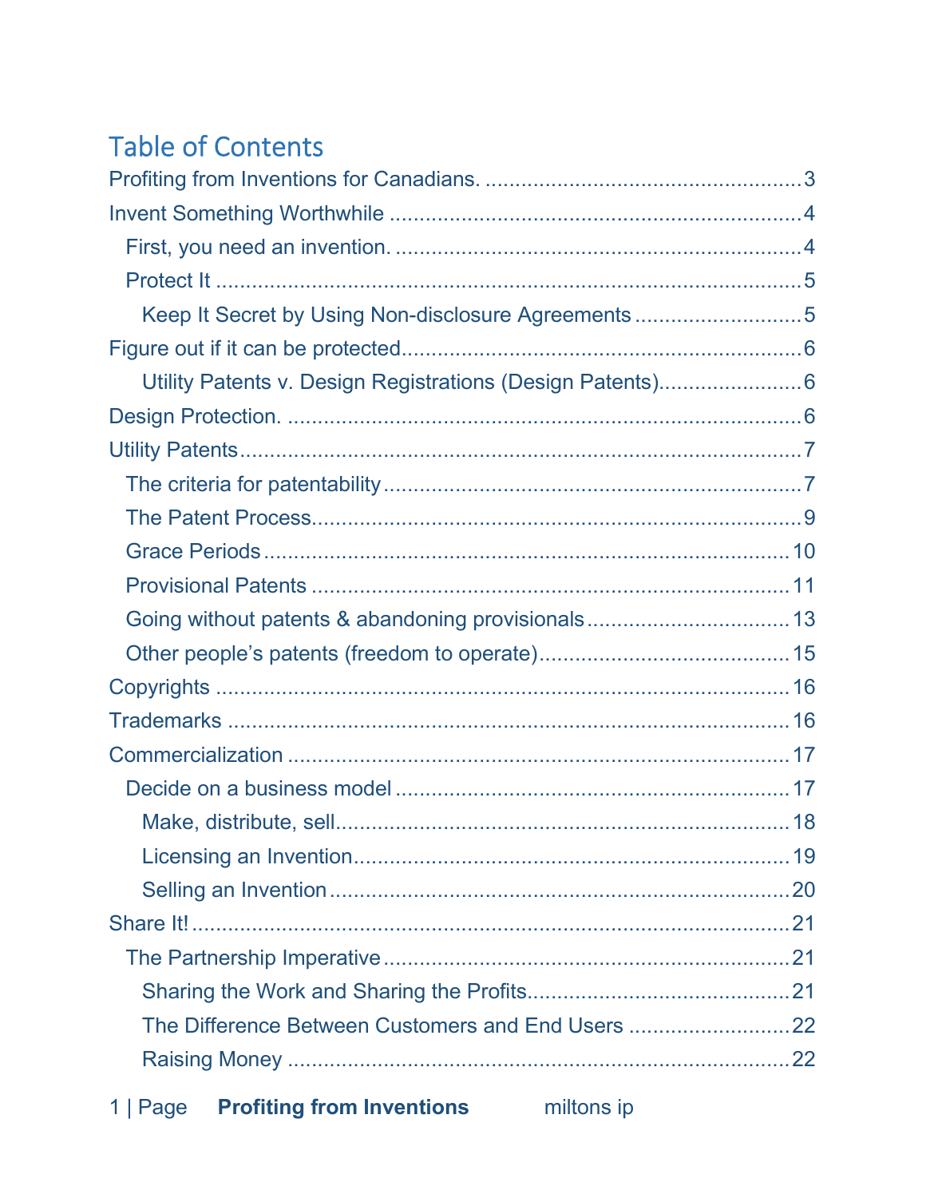# Table of Contents

- Profiting from Inventions for Canadians. .......... 3
- Invent Something Worthwhile .......... 4
  - First, you need an invention. .......... 4
  - Protect It .......... 5
    - Keep It Secret by Using Non-disclosure Agreements .......... 5
- Figure out if it can be protected .......... 6
    - Utility Patents v. Design Registrations (Design Patents) .......... 6
- Design Protection. .......... 6
- Utility Patents .......... 7
  - The criteria for patentability .......... 7
  - The Patent Process .......... 9
  - Grace Periods .......... 10
  - Provisional Patents .......... 11
  - Going without patents & abandoning provisionals .......... 13
  - Other people's patents (freedom to operate) .......... 15
- Copyrights .......... 16
- Trademarks .......... 16
- Commercialization .......... 17
  - Decide on a business model .......... 17
    - Make, distribute, sell .......... 18
    - Licensing an Invention .......... 19
    - Selling an Invention .......... 20
- Share It! .......... 21
  - The Partnership Imperative .......... 21
    - Sharing the Work and Sharing the Profits .......... 21
    - The Difference Between Customers and End Users .......... 22
    - Raising Money .......... 22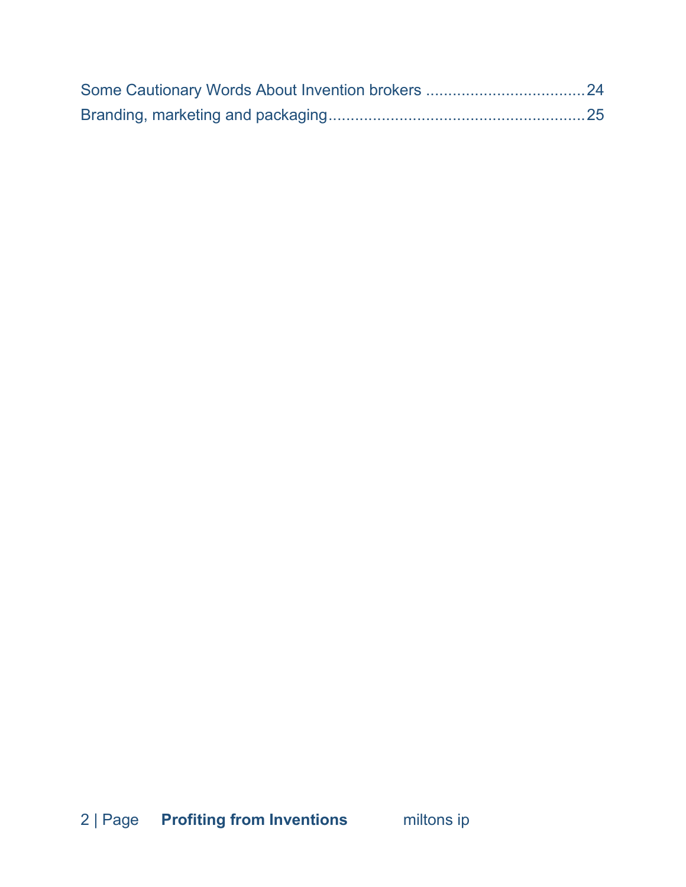Some Cautionary Words About Invention brokers ....................................24
Branding, marketing and packaging..........................................................25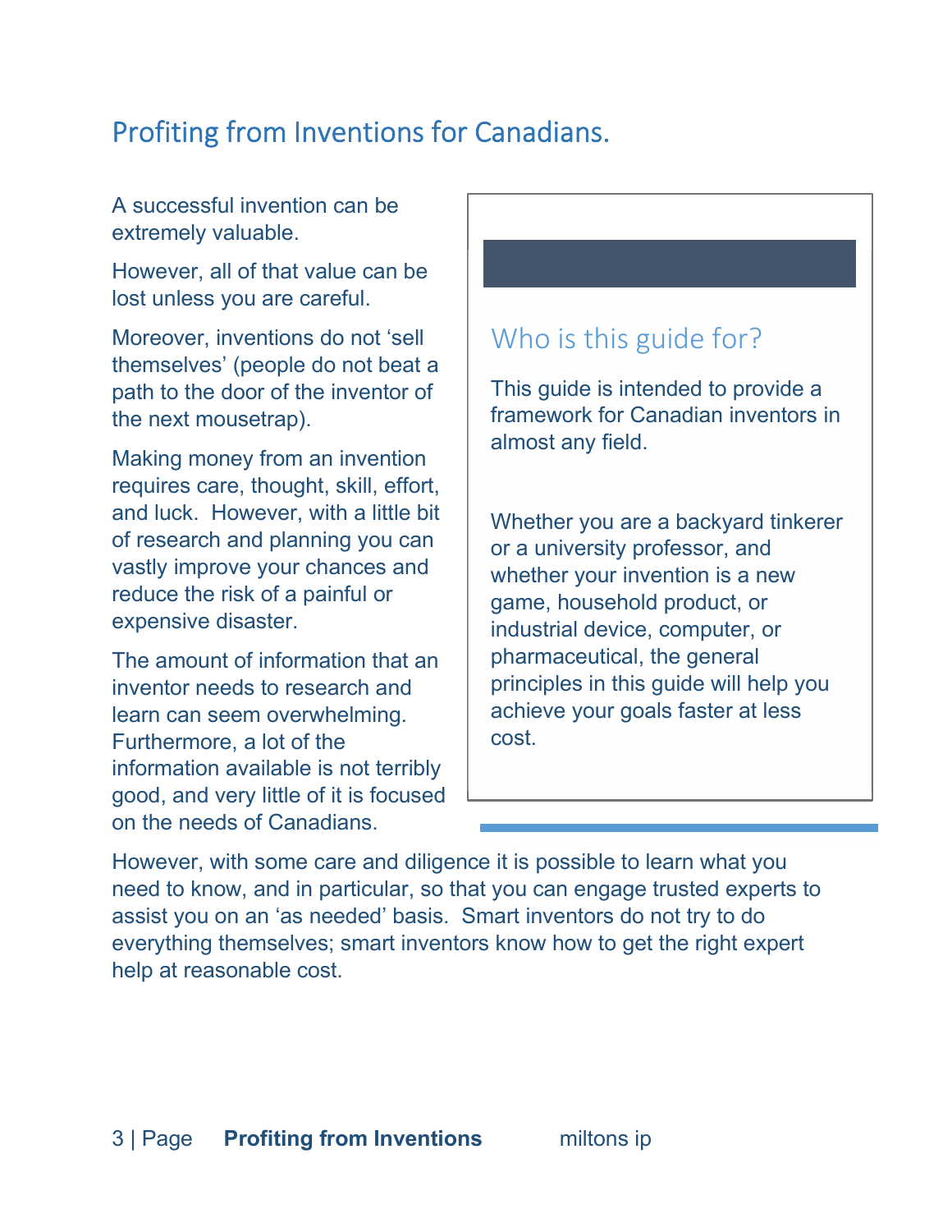# Profiting from Inventions for Canadians.

A successful invention can be extremely valuable.

However, all of that value can be lost unless you are careful.

Moreover, inventions do not 'sell themselves' (people do not beat a path to the door of the inventor of the next mousetrap).

Making money from an invention requires care, thought, skill, effort, and luck. However, with a little bit of research and planning you can vastly improve your chances and reduce the risk of a painful or expensive disaster.

The amount of information that an inventor needs to research and learn can seem overwhelming. Furthermore, a lot of the information available is not terribly good, and very little of it is focused on the needs of Canadians.

However, with some care and diligence it is possible to learn what you need to know, and in particular, so that you can engage trusted experts to assist you on an 'as needed' basis. Smart inventors do not try to do everything themselves; smart inventors know how to get the right expert help at reasonable cost.

## Who is this guide for?

This guide is intended to provide a framework for Canadian inventors in almost any field.

Whether you are a backyard tinkerer or a university professor, and whether your invention is a new game, household product, or industrial device, computer, or pharmaceutical, the general principles in this guide will help you achieve your goals faster at less cost.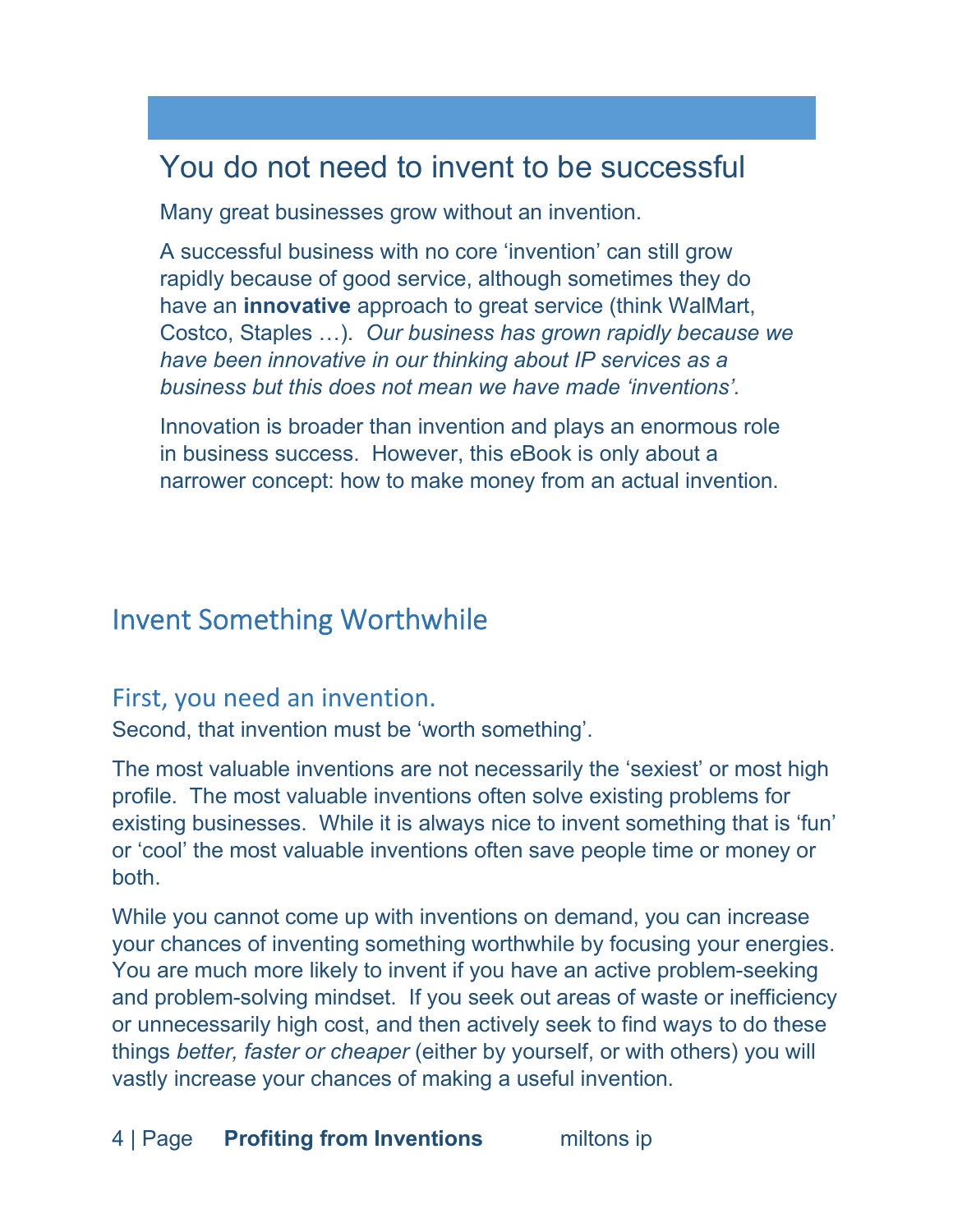## You do not need to invent to be successful

Many great businesses grow without an invention.

A successful business with no core ‘invention’ can still grow rapidly because of good service, although sometimes they do have an **innovative** approach to great service (think WalMart, Costco, Staples …). *Our business has grown rapidly because we have been innovative in our thinking about IP services as a business but this does not mean we have made ‘inventions’.*

Innovation is broader than invention and plays an enormous role in business success. However, this eBook is only about a narrower concept: how to make money from an actual invention.

# Invent Something Worthwhile

## First, you need an invention.

Second, that invention must be ‘worth something’.

The most valuable inventions are not necessarily the ‘sexiest’ or most high profile. The most valuable inventions often solve existing problems for existing businesses. While it is always nice to invent something that is ‘fun’ or ‘cool’ the most valuable inventions often save people time or money or both.

While you cannot come up with inventions on demand, you can increase your chances of inventing something worthwhile by focusing your energies. You are much more likely to invent if you have an active problem-seeking and problem-solving mindset. If you seek out areas of waste or inefficiency or unnecessarily high cost, and then actively seek to find ways to do these things *better, faster or cheaper* (either by yourself, or with others) you will vastly increase your chances of making a useful invention.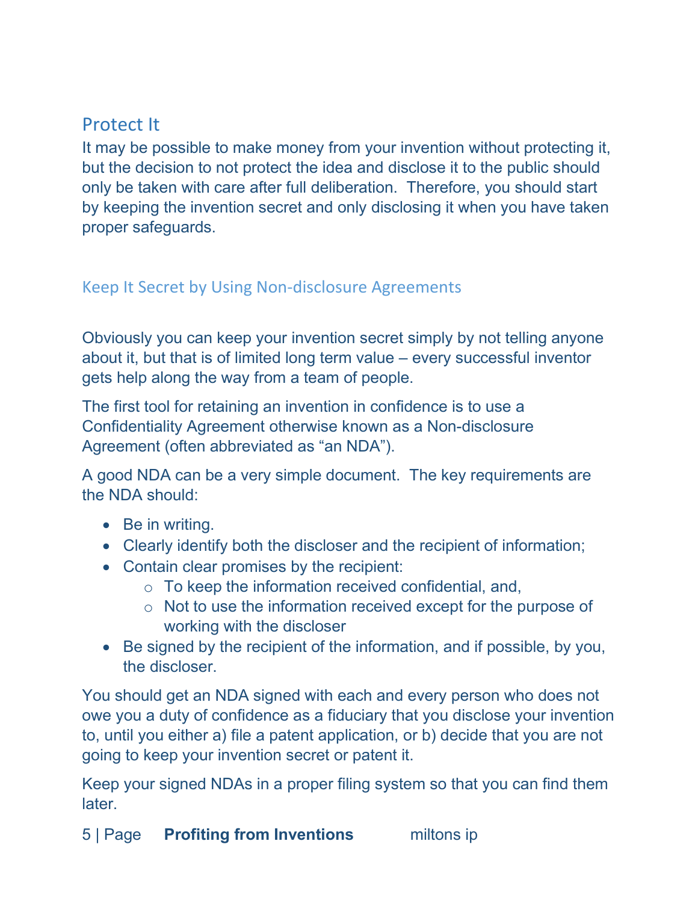## Protect It

It may be possible to make money from your invention without protecting it, but the decision to not protect the idea and disclose it to the public should only be taken with care after full deliberation.  Therefore, you should start by keeping the invention secret and only disclosing it when you have taken proper safeguards.

### Keep It Secret by Using Non-disclosure Agreements

Obviously you can keep your invention secret simply by not telling anyone about it, but that is of limited long term value – every successful inventor gets help along the way from a team of people.

The first tool for retaining an invention in confidence is to use a Confidentiality Agreement otherwise known as a Non-disclosure Agreement (often abbreviated as "an NDA").

A good NDA can be a very simple document.  The key requirements are the NDA should:

- Be in writing.
- Clearly identify both the discloser and the recipient of information;
- Contain clear promises by the recipient:
  - To keep the information received confidential, and,
  - Not to use the information received except for the purpose of working with the discloser
- Be signed by the recipient of the information, and if possible, by you, the discloser.

You should get an NDA signed with each and every person who does not owe you a duty of confidence as a fiduciary that you disclose your invention to, until you either a) file a patent application, or b) decide that you are not going to keep your invention secret or patent it.

Keep your signed NDAs in a proper filing system so that you can find them later.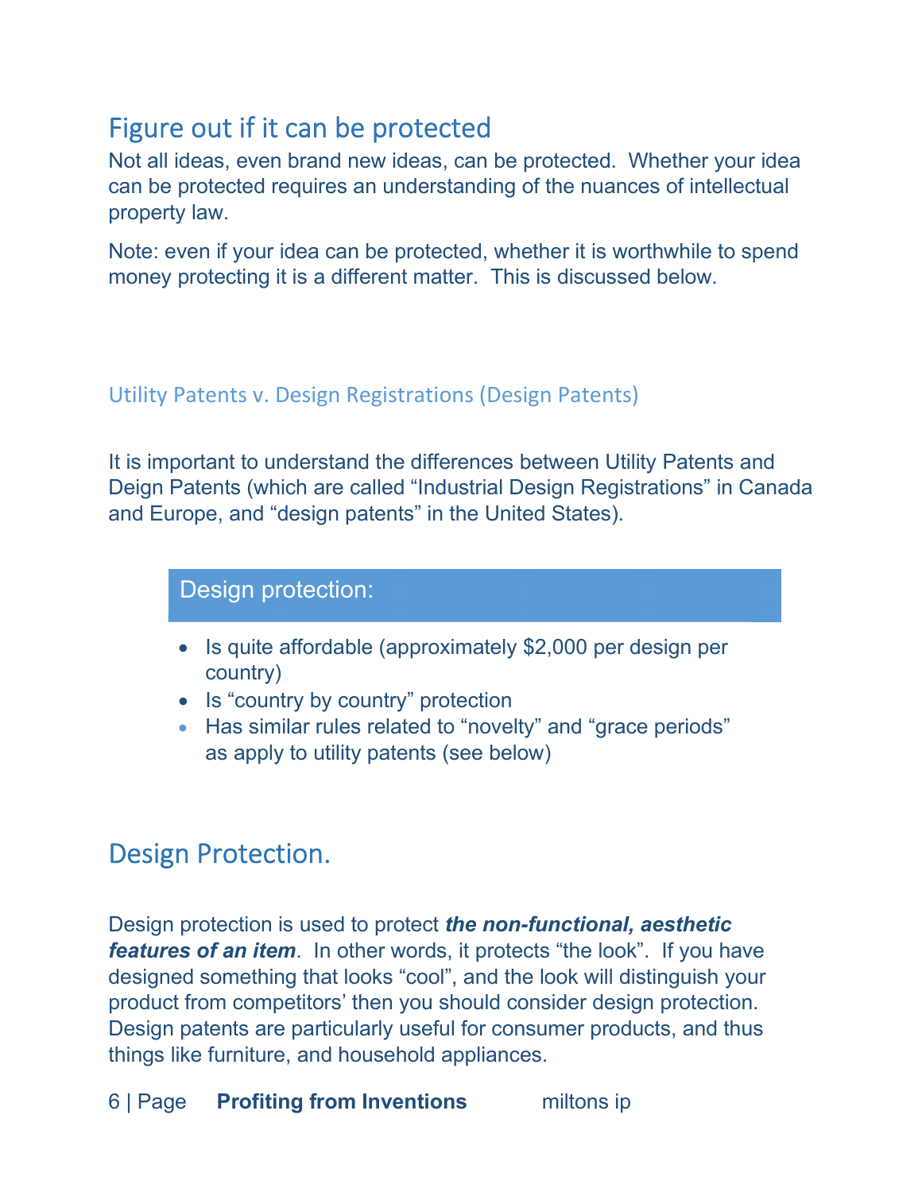## Figure out if it can be protected

Not all ideas, even brand new ideas, can be protected. Whether your idea can be protected requires an understanding of the nuances of intellectual property law.

Note: even if your idea can be protected, whether it is worthwhile to spend money protecting it is a different matter. This is discussed below.

### Utility Patents v. Design Registrations (Design Patents)

It is important to understand the differences between Utility Patents and Design Patents (which are called "Industrial Design Registrations" in Canada and Europe, and "design patents" in the United States).

**Design protection:**

- Is quite affordable (approximately $2,000 per design per country)
- Is "country by country" protection
- Has similar rules related to "novelty" and "grace periods" as apply to utility patents (see below)

## Design Protection.

Design protection is used to protect ***the non-functional, aesthetic features of an item***. In other words, it protects "the look". If you have designed something that looks "cool", and the look will distinguish your product from competitors' then you should consider design protection. Design patents are particularly useful for consumer products, and thus things like furniture, and household appliances.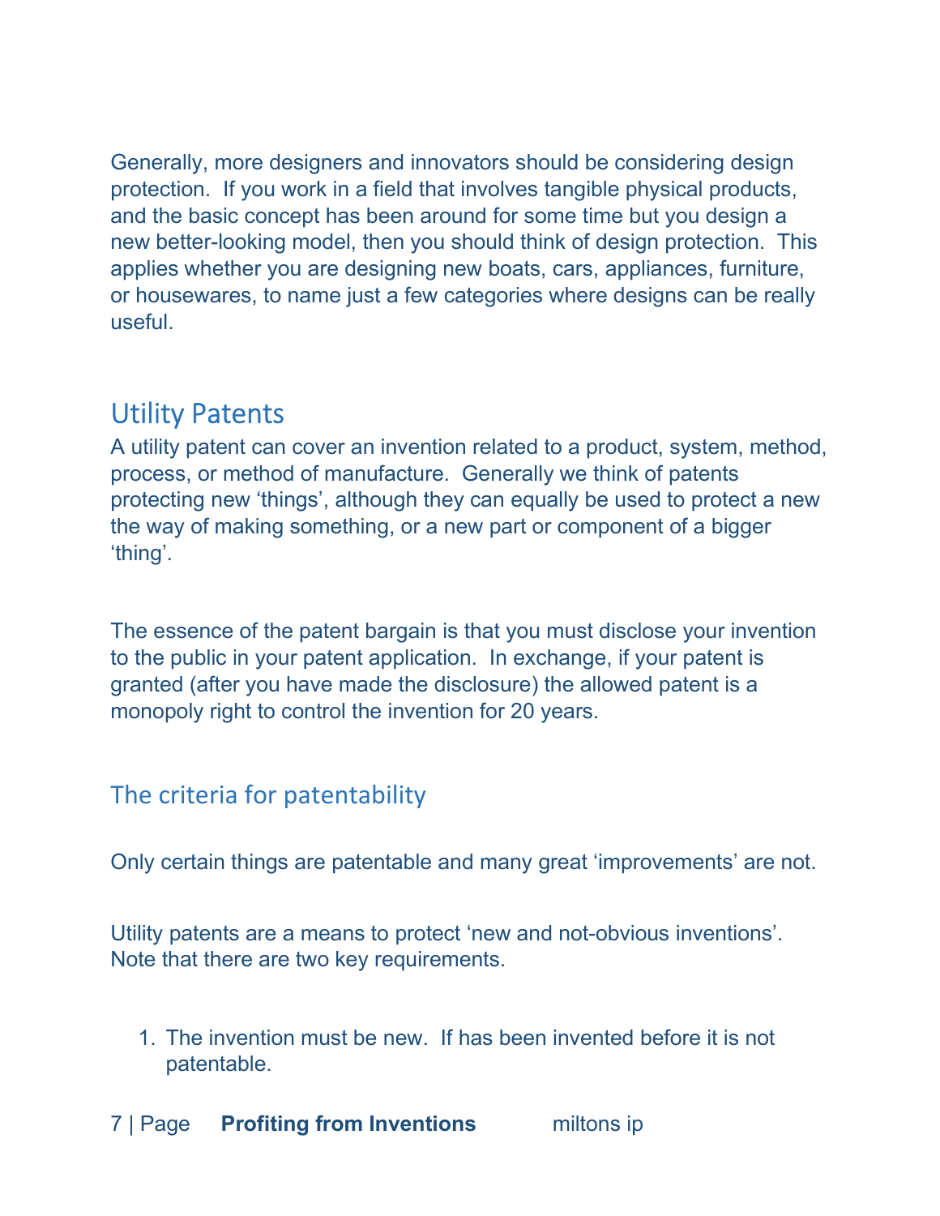Generally, more designers and innovators should be considering design protection. If you work in a field that involves tangible physical products, and the basic concept has been around for some time but you design a new better-looking model, then you should think of design protection. This applies whether you are designing new boats, cars, appliances, furniture, or housewares, to name just a few categories where designs can be really useful.

## Utility Patents

A utility patent can cover an invention related to a product, system, method, process, or method of manufacture. Generally we think of patents protecting new 'things', although they can equally be used to protect a new the way of making something, or a new part or component of a bigger 'thing'.

The essence of the patent bargain is that you must disclose your invention to the public in your patent application. In exchange, if your patent is granted (after you have made the disclosure) the allowed patent is a monopoly right to control the invention for 20 years.

### The criteria for patentability

Only certain things are patentable and many great 'improvements' are not.

Utility patents are a means to protect 'new and not-obvious inventions'. Note that there are two key requirements.

1. The invention must be new. If has been invented before it is not patentable.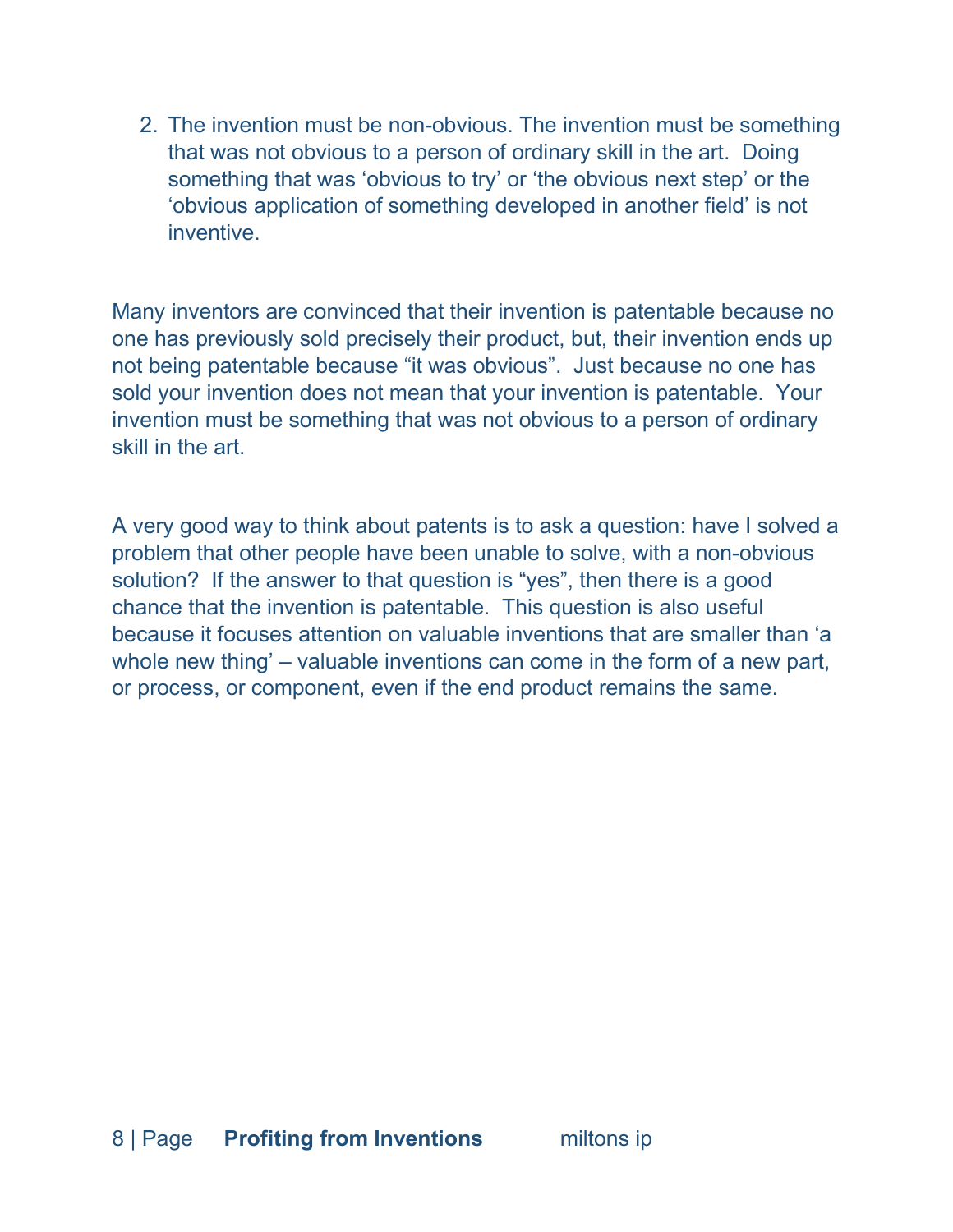2. The invention must be non-obvious. The invention must be something that was not obvious to a person of ordinary skill in the art. Doing something that was 'obvious to try' or 'the obvious next step' or the 'obvious application of something developed in another field' is not inventive.

Many inventors are convinced that their invention is patentable because no one has previously sold precisely their product, but, their invention ends up not being patentable because "it was obvious". Just because no one has sold your invention does not mean that your invention is patentable. Your invention must be something that was not obvious to a person of ordinary skill in the art.

A very good way to think about patents is to ask a question: have I solved a problem that other people have been unable to solve, with a non-obvious solution? If the answer to that question is "yes", then there is a good chance that the invention is patentable. This question is also useful because it focuses attention on valuable inventions that are smaller than 'a whole new thing' – valuable inventions can come in the form of a new part, or process, or component, even if the end product remains the same.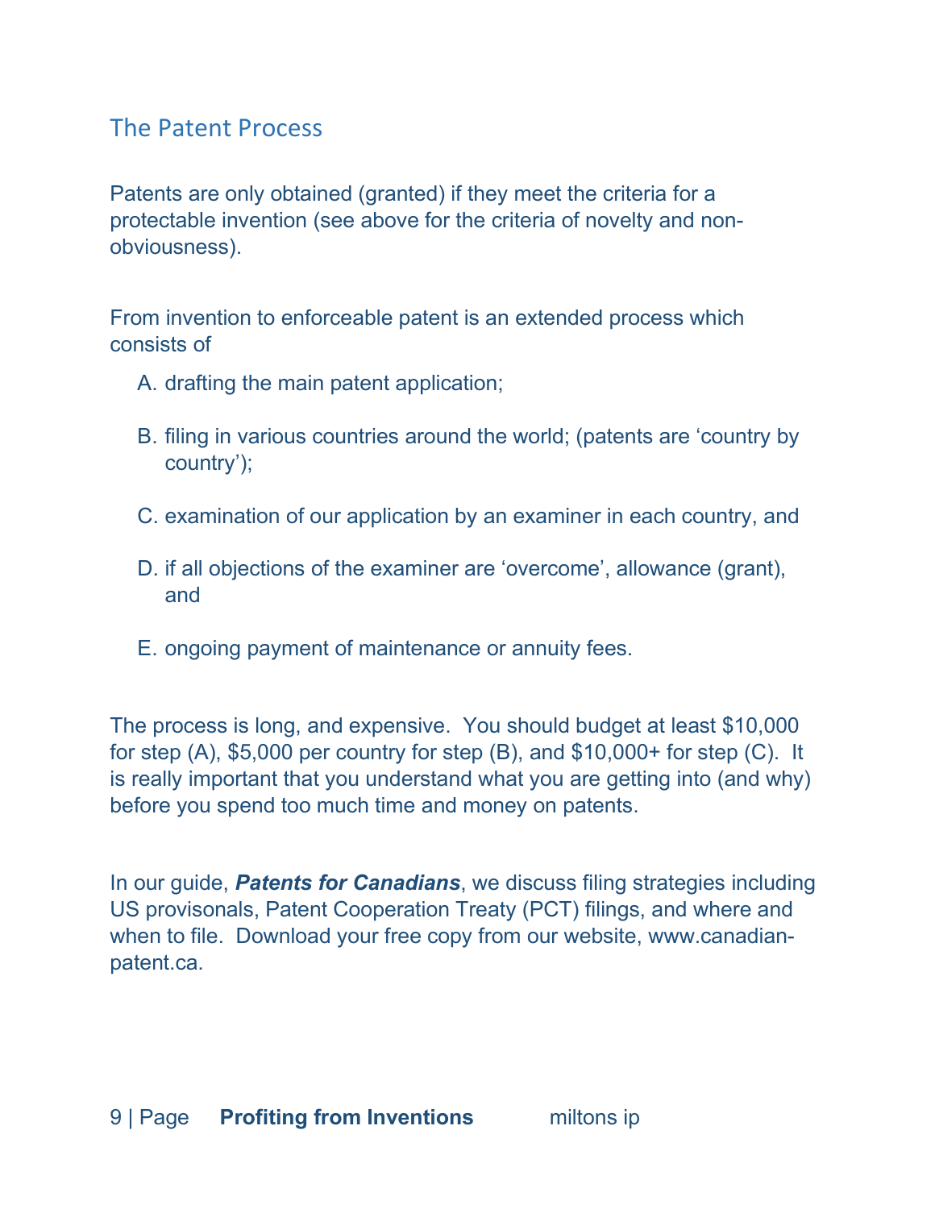## The Patent Process

Patents are only obtained (granted) if they meet the criteria for a protectable invention (see above for the criteria of novelty and non-obviousness).

From invention to enforceable patent is an extended process which consists of

A. drafting the main patent application;

B. filing in various countries around the world; (patents are 'country by country');

C. examination of our application by an examiner in each country, and

D. if all objections of the examiner are 'overcome', allowance (grant), and

E. ongoing payment of maintenance or annuity fees.

The process is long, and expensive. You should budget at least $10,000 for step (A), $5,000 per country for step (B), and $10,000+ for step (C). It is really important that you understand what you are getting into (and why) before you spend too much time and money on patents.

In our guide, ***Patents for Canadians***, we discuss filing strategies including US provisonals, Patent Cooperation Treaty (PCT) filings, and where and when to file. Download your free copy from our website, www.canadian-patent.ca.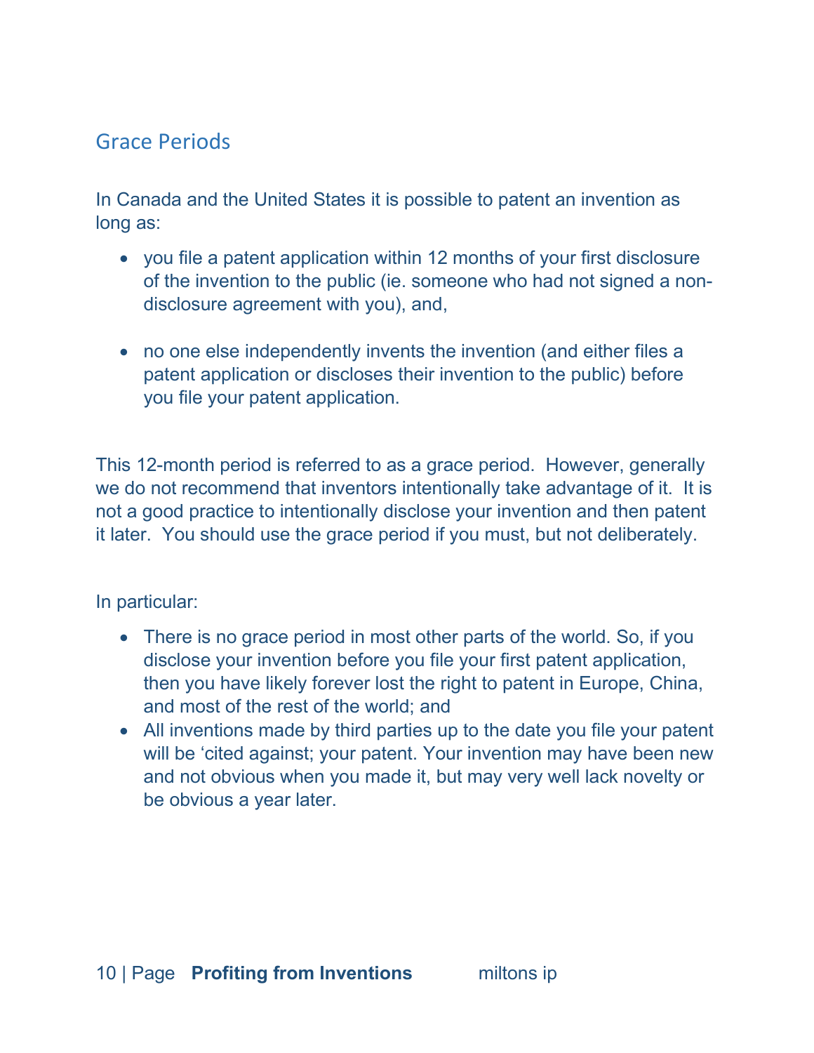## Grace Periods

In Canada and the United States it is possible to patent an invention as long as:

- you file a patent application within 12 months of your first disclosure of the invention to the public (ie. someone who had not signed a non-disclosure agreement with you), and,

- no one else independently invents the invention (and either files a patent application or discloses their invention to the public) before you file your patent application.

This 12-month period is referred to as a grace period. However, generally we do not recommend that inventors intentionally take advantage of it. It is not a good practice to intentionally disclose your invention and then patent it later. You should use the grace period if you must, but not deliberately.

In particular:

- There is no grace period in most other parts of the world. So, if you disclose your invention before you file your first patent application, then you have likely forever lost the right to patent in Europe, China, and most of the rest of the world; and
- All inventions made by third parties up to the date you file your patent will be 'cited against; your patent. Your invention may have been new and not obvious when you made it, but may very well lack novelty or be obvious a year later.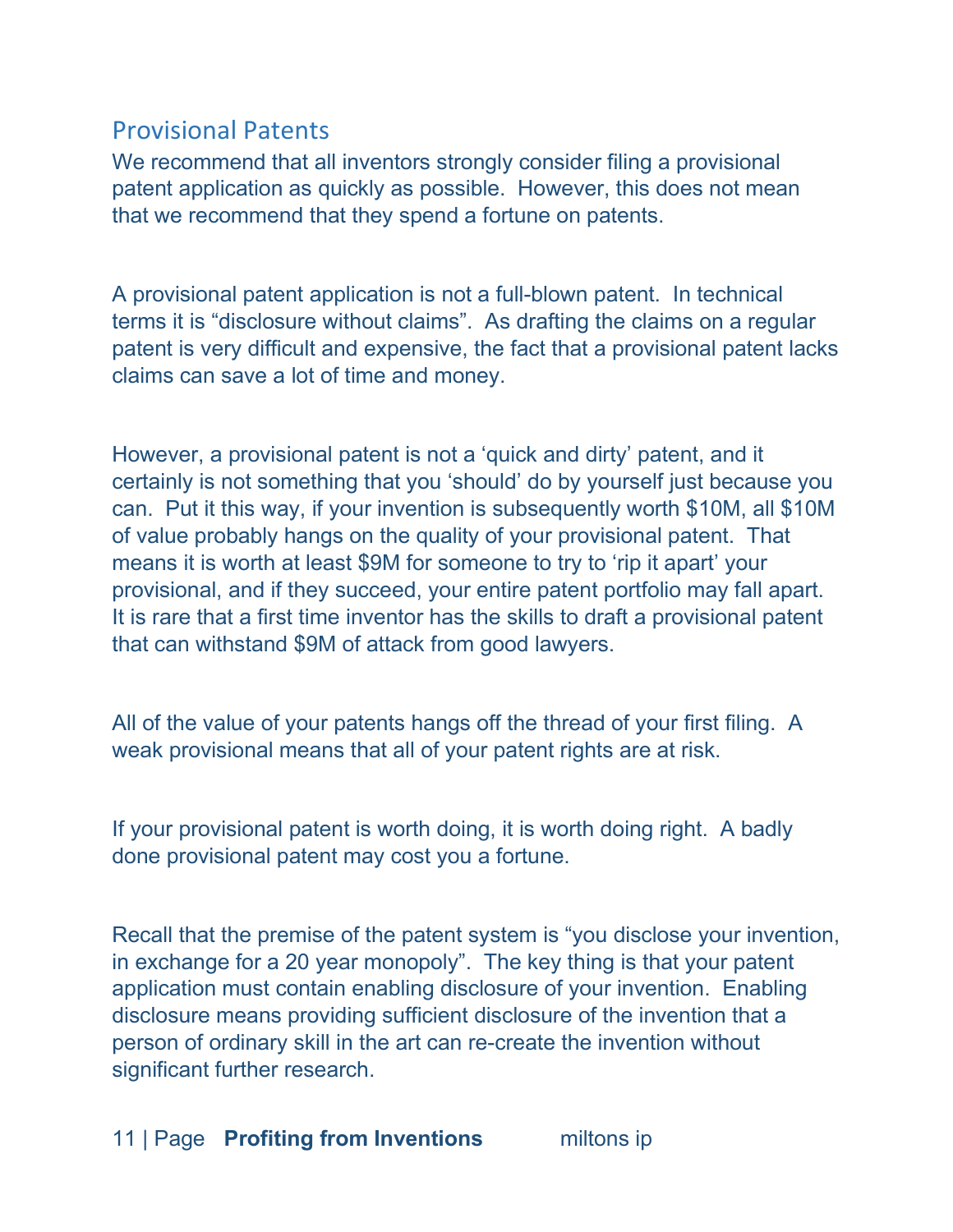## Provisional Patents

We recommend that all inventors strongly consider filing a provisional patent application as quickly as possible. However, this does not mean that we recommend that they spend a fortune on patents.

A provisional patent application is not a full-blown patent. In technical terms it is "disclosure without claims". As drafting the claims on a regular patent is very difficult and expensive, the fact that a provisional patent lacks claims can save a lot of time and money.

However, a provisional patent is not a 'quick and dirty' patent, and it certainly is not something that you 'should' do by yourself just because you can. Put it this way, if your invention is subsequently worth $10M, all $10M of value probably hangs on the quality of your provisional patent. That means it is worth at least $9M for someone to try to 'rip it apart' your provisional, and if they succeed, your entire patent portfolio may fall apart. It is rare that a first time inventor has the skills to draft a provisional patent that can withstand $9M of attack from good lawyers.

All of the value of your patents hangs off the thread of your first filing. A weak provisional means that all of your patent rights are at risk.

If your provisional patent is worth doing, it is worth doing right. A badly done provisional patent may cost you a fortune.

Recall that the premise of the patent system is "you disclose your invention, in exchange for a 20 year monopoly". The key thing is that your patent application must contain enabling disclosure of your invention. Enabling disclosure means providing sufficient disclosure of the invention that a person of ordinary skill in the art can re-create the invention without significant further research.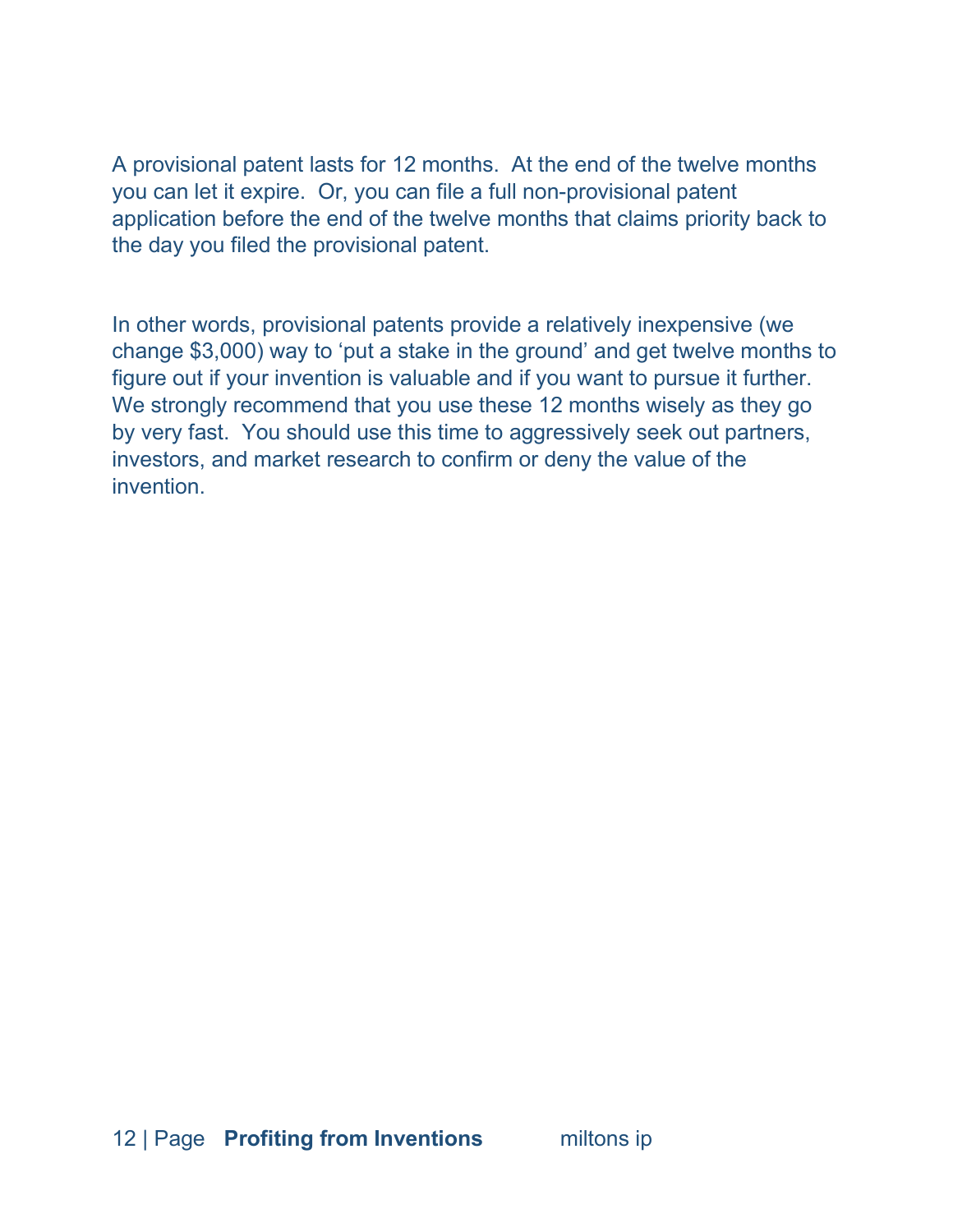A provisional patent lasts for 12 months. At the end of the twelve months you can let it expire. Or, you can file a full non-provisional patent application before the end of the twelve months that claims priority back to the day you filed the provisional patent.

In other words, provisional patents provide a relatively inexpensive (we change $3,000) way to 'put a stake in the ground' and get twelve months to figure out if your invention is valuable and if you want to pursue it further. We strongly recommend that you use these 12 months wisely as they go by very fast. You should use this time to aggressively seek out partners, investors, and market research to confirm or deny the value of the invention.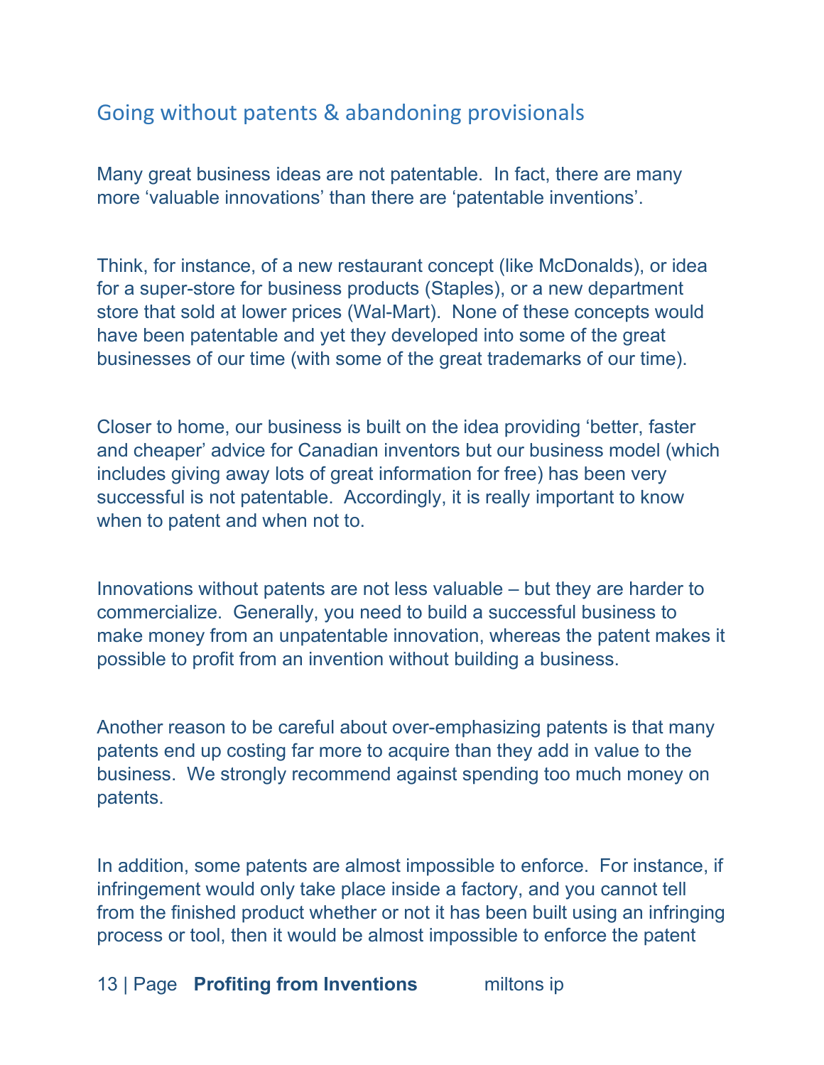## Going without patents & abandoning provisionals

Many great business ideas are not patentable. In fact, there are many more ‘valuable innovations’ than there are ‘patentable inventions’.

Think, for instance, of a new restaurant concept (like McDonalds), or idea for a super-store for business products (Staples), or a new department store that sold at lower prices (Wal-Mart). None of these concepts would have been patentable and yet they developed into some of the great businesses of our time (with some of the great trademarks of our time).

Closer to home, our business is built on the idea providing ‘better, faster and cheaper’ advice for Canadian inventors but our business model (which includes giving away lots of great information for free) has been very successful is not patentable. Accordingly, it is really important to know when to patent and when not to.

Innovations without patents are not less valuable – but they are harder to commercialize. Generally, you need to build a successful business to make money from an unpatentable innovation, whereas the patent makes it possible to profit from an invention without building a business.

Another reason to be careful about over-emphasizing patents is that many patents end up costing far more to acquire than they add in value to the business. We strongly recommend against spending too much money on patents.

In addition, some patents are almost impossible to enforce. For instance, if infringement would only take place inside a factory, and you cannot tell from the finished product whether or not it has been built using an infringing process or tool, then it would be almost impossible to enforce the patent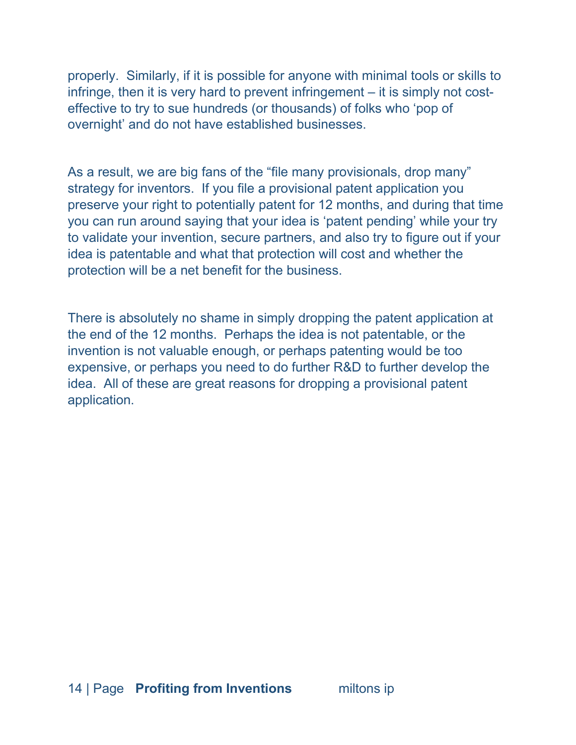properly. Similarly, if it is possible for anyone with minimal tools or skills to infringe, then it is very hard to prevent infringement – it is simply not cost-effective to try to sue hundreds (or thousands) of folks who 'pop of overnight' and do not have established businesses.

As a result, we are big fans of the "file many provisionals, drop many" strategy for inventors. If you file a provisional patent application you preserve your right to potentially patent for 12 months, and during that time you can run around saying that your idea is 'patent pending' while your try to validate your invention, secure partners, and also try to figure out if your idea is patentable and what that protection will cost and whether the protection will be a net benefit for the business.

There is absolutely no shame in simply dropping the patent application at the end of the 12 months. Perhaps the idea is not patentable, or the invention is not valuable enough, or perhaps patenting would be too expensive, or perhaps you need to do further R&D to further develop the idea. All of these are great reasons for dropping a provisional patent application.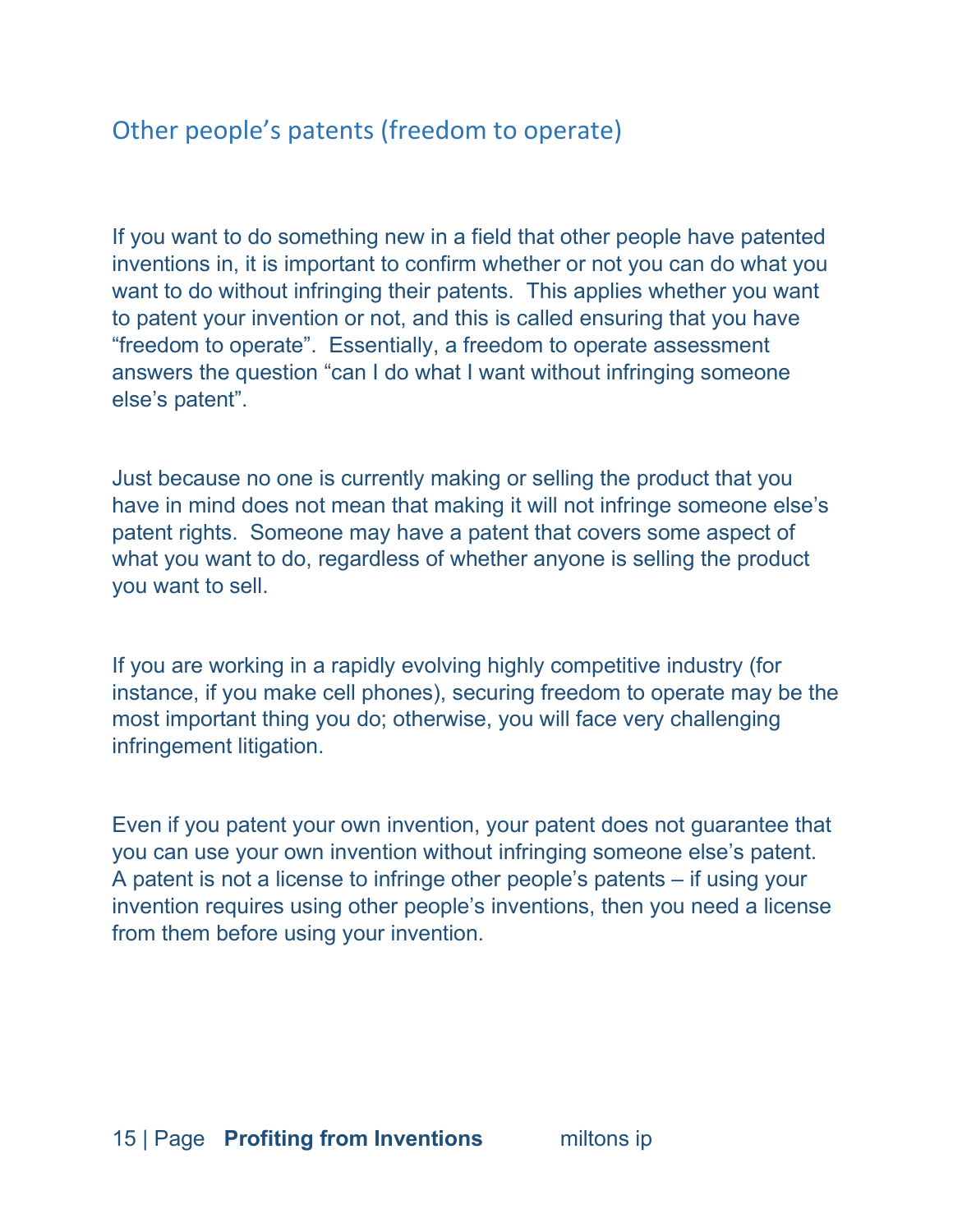## Other people's patents (freedom to operate)

If you want to do something new in a field that other people have patented inventions in, it is important to confirm whether or not you can do what you want to do without infringing their patents. This applies whether you want to patent your invention or not, and this is called ensuring that you have "freedom to operate". Essentially, a freedom to operate assessment answers the question "can I do what I want without infringing someone else's patent".

Just because no one is currently making or selling the product that you have in mind does not mean that making it will not infringe someone else's patent rights. Someone may have a patent that covers some aspect of what you want to do, regardless of whether anyone is selling the product you want to sell.

If you are working in a rapidly evolving highly competitive industry (for instance, if you make cell phones), securing freedom to operate may be the most important thing you do; otherwise, you will face very challenging infringement litigation.

Even if you patent your own invention, your patent does not guarantee that you can use your own invention without infringing someone else's patent. A patent is not a license to infringe other people's patents – if using your invention requires using other people's inventions, then you need a license from them before using your invention.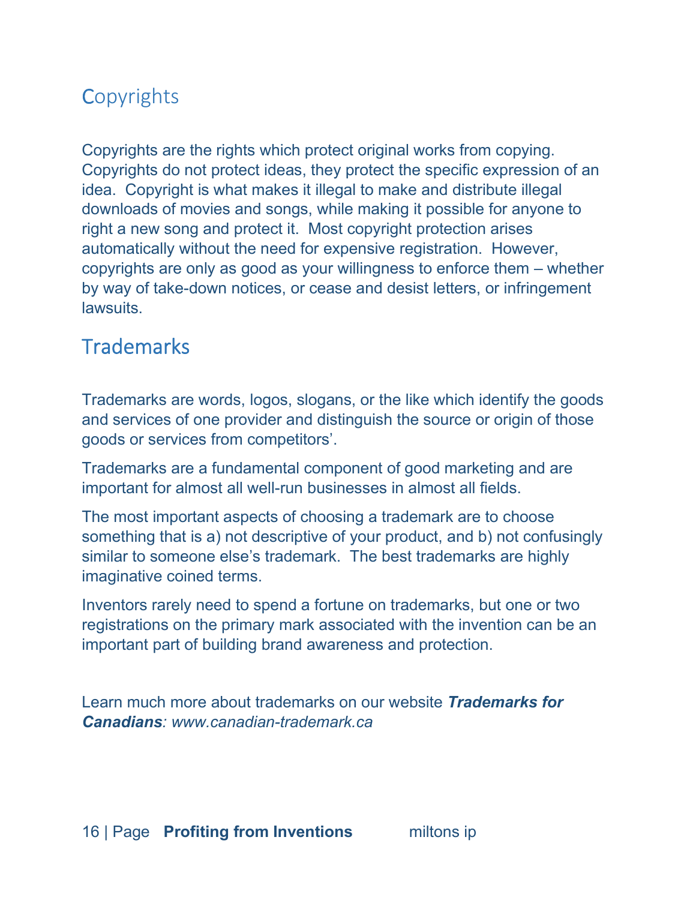## Copyrights

Copyrights are the rights which protect original works from copying. Copyrights do not protect ideas, they protect the specific expression of an idea. Copyright is what makes it illegal to make and distribute illegal downloads of movies and songs, while making it possible for anyone to right a new song and protect it. Most copyright protection arises automatically without the need for expensive registration. However, copyrights are only as good as your willingness to enforce them – whether by way of take-down notices, or cease and desist letters, or infringement lawsuits.

## Trademarks

Trademarks are words, logos, slogans, or the like which identify the goods and services of one provider and distinguish the source or origin of those goods or services from competitors'.

Trademarks are a fundamental component of good marketing and are important for almost all well-run businesses in almost all fields.

The most important aspects of choosing a trademark are to choose something that is a) not descriptive of your product, and b) not confusingly similar to someone else's trademark. The best trademarks are highly imaginative coined terms.

Inventors rarely need to spend a fortune on trademarks, but one or two registrations on the primary mark associated with the invention can be an important part of building brand awareness and protection.

Learn much more about trademarks on our website ***Trademarks for Canadians****: www.canadian-trademark.ca*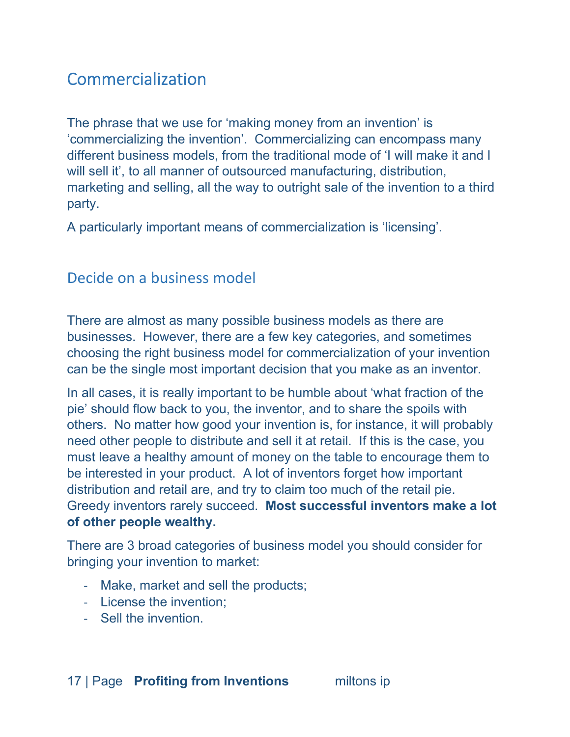# Commercialization

The phrase that we use for 'making money from an invention' is 'commercializing the invention'. Commercializing can encompass many different business models, from the traditional mode of 'I will make it and I will sell it', to all manner of outsourced manufacturing, distribution, marketing and selling, all the way to outright sale of the invention to a third party.

A particularly important means of commercialization is 'licensing'.

## Decide on a business model

There are almost as many possible business models as there are businesses. However, there are a few key categories, and sometimes choosing the right business model for commercialization of your invention can be the single most important decision that you make as an inventor.

In all cases, it is really important to be humble about 'what fraction of the pie' should flow back to you, the inventor, and to share the spoils with others. No matter how good your invention is, for instance, it will probably need other people to distribute and sell it at retail. If this is the case, you must leave a healthy amount of money on the table to encourage them to be interested in your product. A lot of inventors forget how important distribution and retail are, and try to claim too much of the retail pie. Greedy inventors rarely succeed. **Most successful inventors make a lot of other people wealthy.**

There are 3 broad categories of business model you should consider for bringing your invention to market:

- Make, market and sell the products;
- License the invention;
- Sell the invention.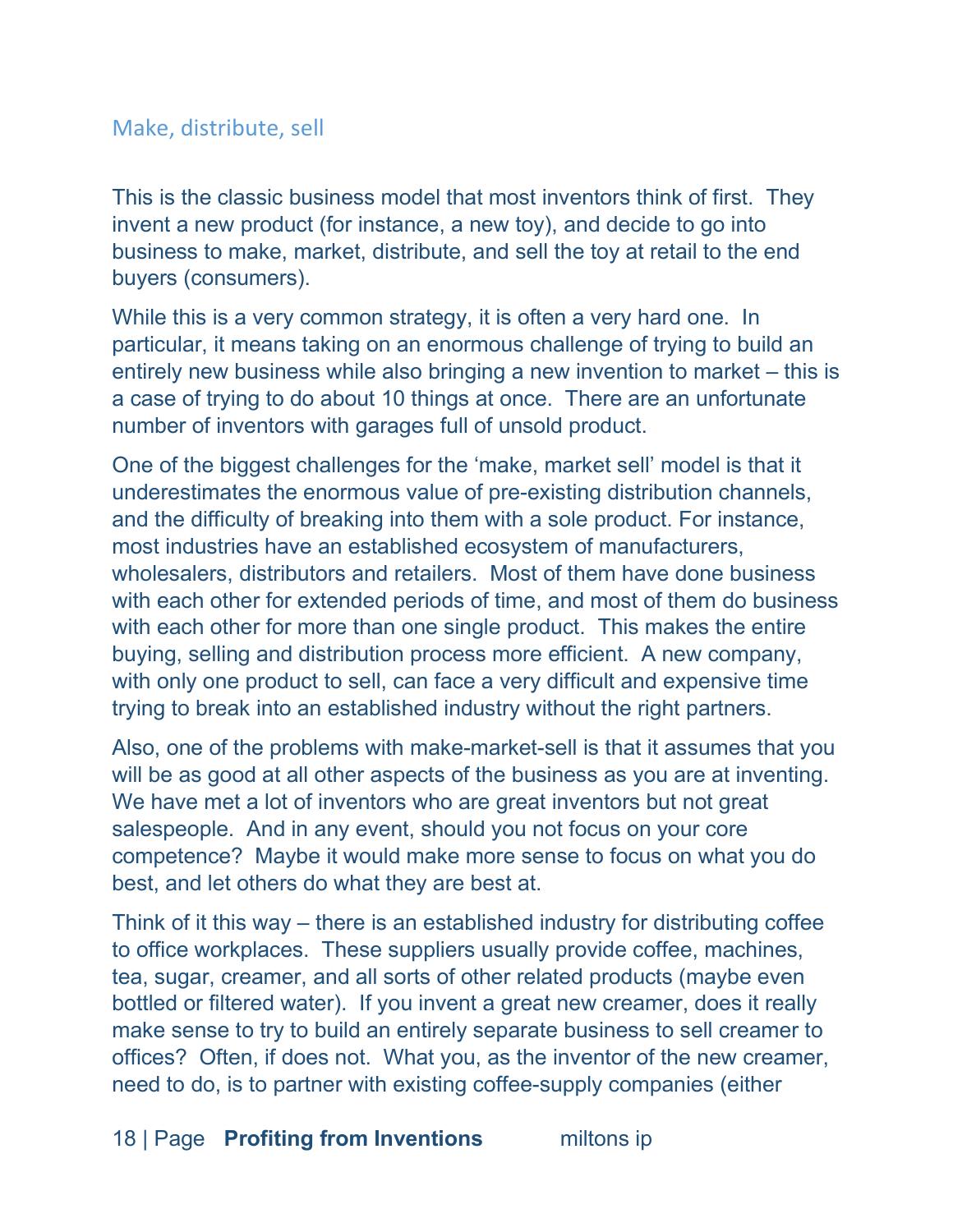## Make, distribute, sell

This is the classic business model that most inventors think of first. They invent a new product (for instance, a new toy), and decide to go into business to make, market, distribute, and sell the toy at retail to the end buyers (consumers).

While this is a very common strategy, it is often a very hard one. In particular, it means taking on an enormous challenge of trying to build an entirely new business while also bringing a new invention to market – this is a case of trying to do about 10 things at once. There are an unfortunate number of inventors with garages full of unsold product.

One of the biggest challenges for the 'make, market sell' model is that it underestimates the enormous value of pre-existing distribution channels, and the difficulty of breaking into them with a sole product. For instance, most industries have an established ecosystem of manufacturers, wholesalers, distributors and retailers. Most of them have done business with each other for extended periods of time, and most of them do business with each other for more than one single product. This makes the entire buying, selling and distribution process more efficient. A new company, with only one product to sell, can face a very difficult and expensive time trying to break into an established industry without the right partners.

Also, one of the problems with make-market-sell is that it assumes that you will be as good at all other aspects of the business as you are at inventing. We have met a lot of inventors who are great inventors but not great salespeople. And in any event, should you not focus on your core competence? Maybe it would make more sense to focus on what you do best, and let others do what they are best at.

Think of it this way – there is an established industry for distributing coffee to office workplaces. These suppliers usually provide coffee, machines, tea, sugar, creamer, and all sorts of other related products (maybe even bottled or filtered water). If you invent a great new creamer, does it really make sense to try to build an entirely separate business to sell creamer to offices? Often, if does not. What you, as the inventor of the new creamer, need to do, is to partner with existing coffee-supply companies (either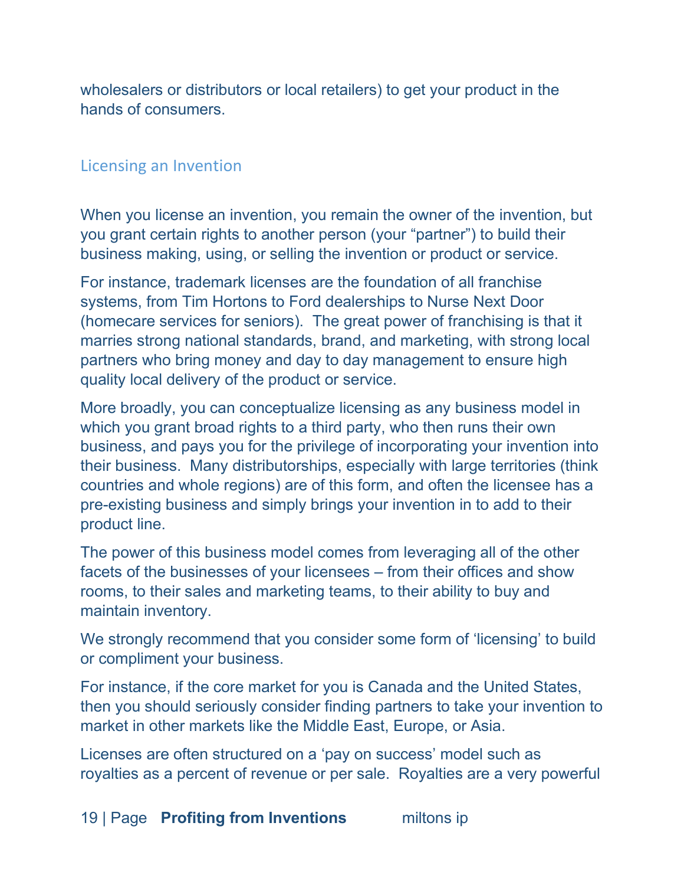wholesalers or distributors or local retailers) to get your product in the hands of consumers.

## Licensing an Invention

When you license an invention, you remain the owner of the invention, but you grant certain rights to another person (your "partner") to build their business making, using, or selling the invention or product or service.

For instance, trademark licenses are the foundation of all franchise systems, from Tim Hortons to Ford dealerships to Nurse Next Door (homecare services for seniors). The great power of franchising is that it marries strong national standards, brand, and marketing, with strong local partners who bring money and day to day management to ensure high quality local delivery of the product or service.

More broadly, you can conceptualize licensing as any business model in which you grant broad rights to a third party, who then runs their own business, and pays you for the privilege of incorporating your invention into their business. Many distributorships, especially with large territories (think countries and whole regions) are of this form, and often the licensee has a pre-existing business and simply brings your invention in to add to their product line.

The power of this business model comes from leveraging all of the other facets of the businesses of your licensees – from their offices and show rooms, to their sales and marketing teams, to their ability to buy and maintain inventory.

We strongly recommend that you consider some form of 'licensing' to build or compliment your business.

For instance, if the core market for you is Canada and the United States, then you should seriously consider finding partners to take your invention to market in other markets like the Middle East, Europe, or Asia.

Licenses are often structured on a 'pay on success' model such as royalties as a percent of revenue or per sale. Royalties are a very powerful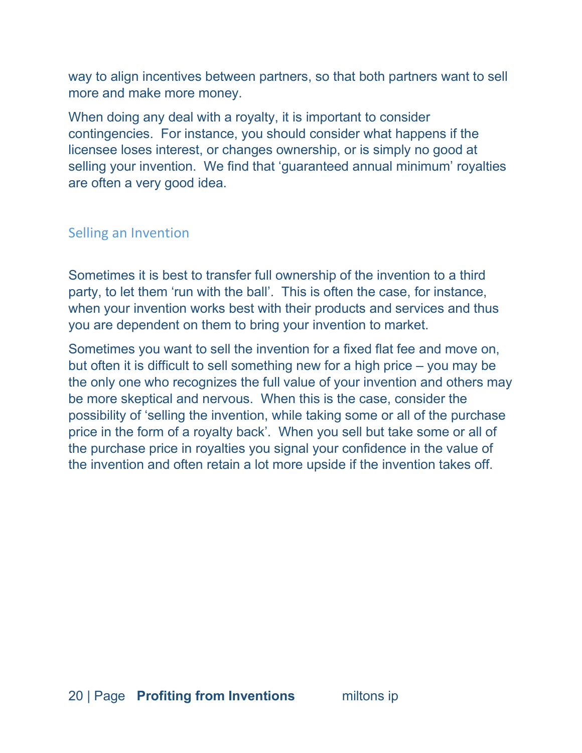way to align incentives between partners, so that both partners want to sell more and make more money.

When doing any deal with a royalty, it is important to consider contingencies. For instance, you should consider what happens if the licensee loses interest, or changes ownership, or is simply no good at selling your invention. We find that 'guaranteed annual minimum' royalties are often a very good idea.

## Selling an Invention

Sometimes it is best to transfer full ownership of the invention to a third party, to let them 'run with the ball'. This is often the case, for instance, when your invention works best with their products and services and thus you are dependent on them to bring your invention to market.

Sometimes you want to sell the invention for a fixed flat fee and move on, but often it is difficult to sell something new for a high price – you may be the only one who recognizes the full value of your invention and others may be more skeptical and nervous. When this is the case, consider the possibility of 'selling the invention, while taking some or all of the purchase price in the form of a royalty back'. When you sell but take some or all of the purchase price in royalties you signal your confidence in the value of the invention and often retain a lot more upside if the invention takes off.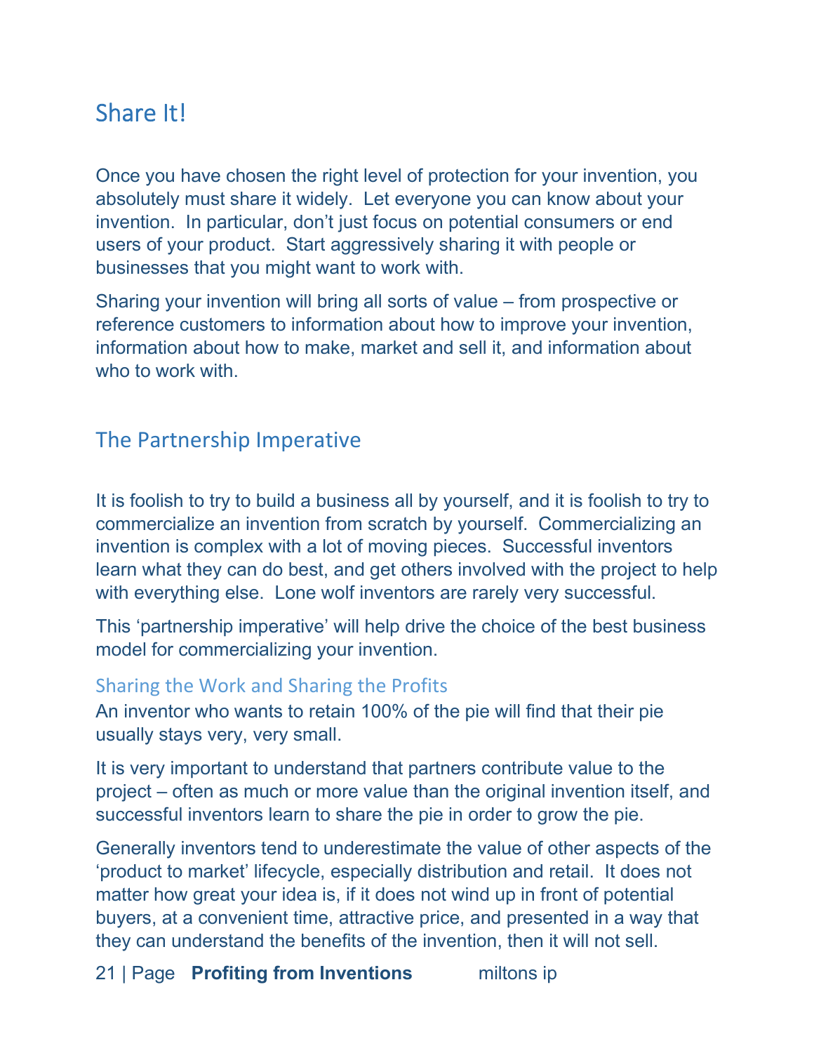## Share It!

Once you have chosen the right level of protection for your invention, you absolutely must share it widely. Let everyone you can know about your invention. In particular, don't just focus on potential consumers or end users of your product. Start aggressively sharing it with people or businesses that you might want to work with.

Sharing your invention will bring all sorts of value – from prospective or reference customers to information about how to improve your invention, information about how to make, market and sell it, and information about who to work with.

## The Partnership Imperative

It is foolish to try to build a business all by yourself, and it is foolish to try to commercialize an invention from scratch by yourself. Commercializing an invention is complex with a lot of moving pieces. Successful inventors learn what they can do best, and get others involved with the project to help with everything else. Lone wolf inventors are rarely very successful.

This 'partnership imperative' will help drive the choice of the best business model for commercializing your invention.

### Sharing the Work and Sharing the Profits

An inventor who wants to retain 100% of the pie will find that their pie usually stays very, very small.

It is very important to understand that partners contribute value to the project – often as much or more value than the original invention itself, and successful inventors learn to share the pie in order to grow the pie.

Generally inventors tend to underestimate the value of other aspects of the 'product to market' lifecycle, especially distribution and retail. It does not matter how great your idea is, if it does not wind up in front of potential buyers, at a convenient time, attractive price, and presented in a way that they can understand the benefits of the invention, then it will not sell.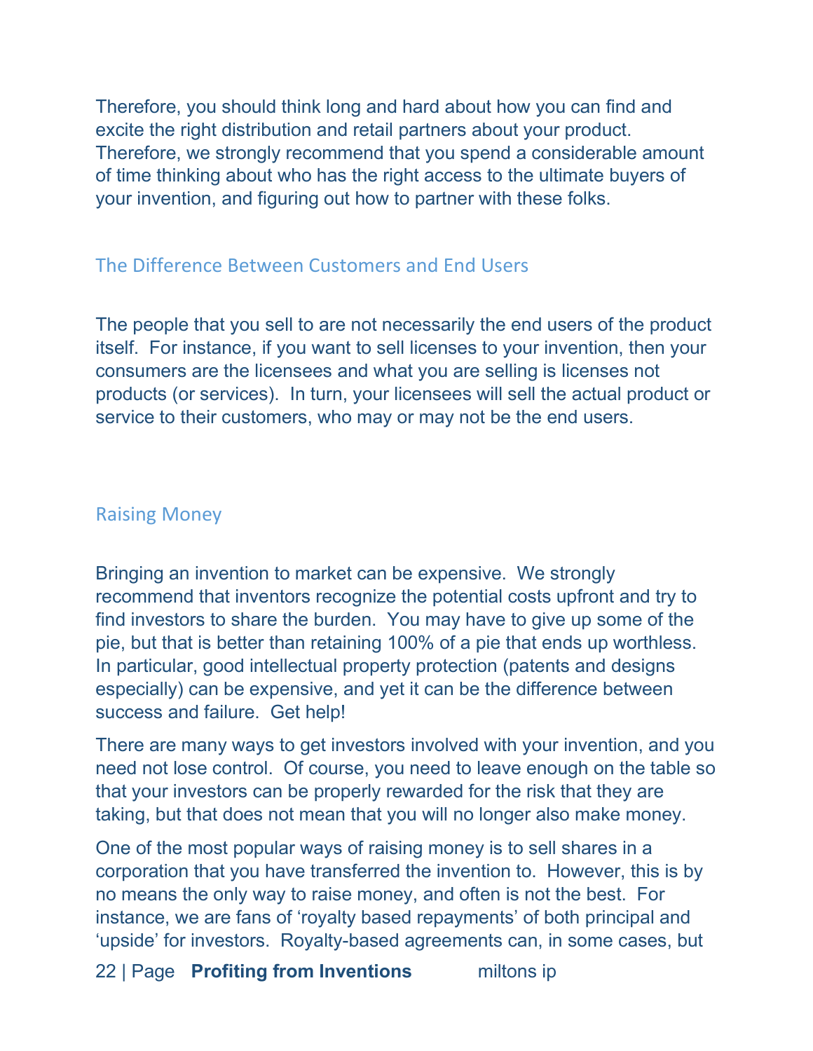Therefore, you should think long and hard about how you can find and excite the right distribution and retail partners about your product. Therefore, we strongly recommend that you spend a considerable amount of time thinking about who has the right access to the ultimate buyers of your invention, and figuring out how to partner with these folks.

## The Difference Between Customers and End Users

The people that you sell to are not necessarily the end users of the product itself. For instance, if you want to sell licenses to your invention, then your consumers are the licensees and what you are selling is licenses not products (or services). In turn, your licensees will sell the actual product or service to their customers, who may or may not be the end users.

## Raising Money

Bringing an invention to market can be expensive. We strongly recommend that inventors recognize the potential costs upfront and try to find investors to share the burden. You may have to give up some of the pie, but that is better than retaining 100% of a pie that ends up worthless. In particular, good intellectual property protection (patents and designs especially) can be expensive, and yet it can be the difference between success and failure. Get help!

There are many ways to get investors involved with your invention, and you need not lose control. Of course, you need to leave enough on the table so that your investors can be properly rewarded for the risk that they are taking, but that does not mean that you will no longer also make money.

One of the most popular ways of raising money is to sell shares in a corporation that you have transferred the invention to. However, this is by no means the only way to raise money, and often is not the best. For instance, we are fans of 'royalty based repayments' of both principal and 'upside' for investors. Royalty-based agreements can, in some cases, but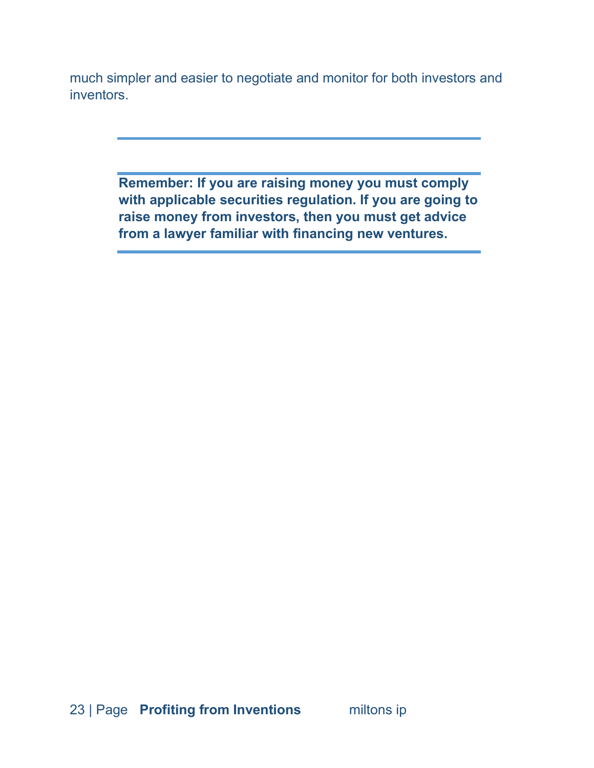much simpler and easier to negotiate and monitor for both investors and inventors.

---

**Remember: If you are raising money you must comply with applicable securities regulation. If you are going to raise money from investors, then you must get advice from a lawyer familiar with financing new ventures.**

---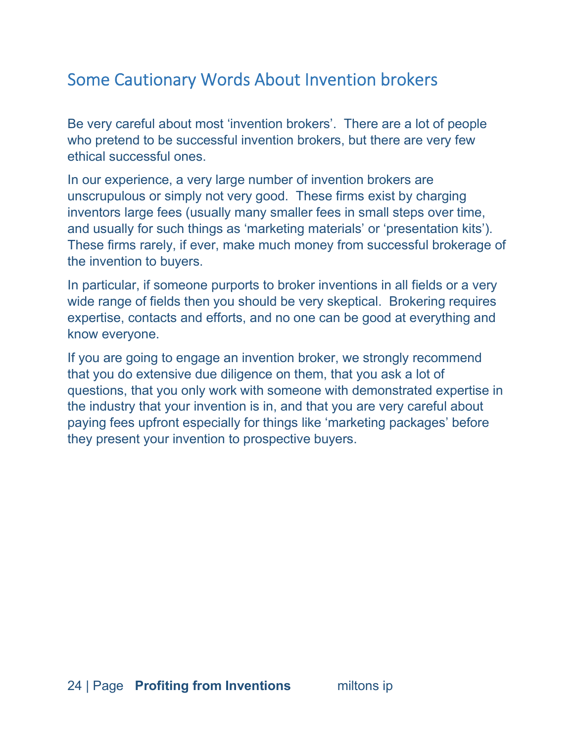## Some Cautionary Words About Invention brokers

Be very careful about most 'invention brokers'. There are a lot of people who pretend to be successful invention brokers, but there are very few ethical successful ones.

In our experience, a very large number of invention brokers are unscrupulous or simply not very good. These firms exist by charging inventors large fees (usually many smaller fees in small steps over time, and usually for such things as 'marketing materials' or 'presentation kits'). These firms rarely, if ever, make much money from successful brokerage of the invention to buyers.

In particular, if someone purports to broker inventions in all fields or a very wide range of fields then you should be very skeptical. Brokering requires expertise, contacts and efforts, and no one can be good at everything and know everyone.

If you are going to engage an invention broker, we strongly recommend that you do extensive due diligence on them, that you ask a lot of questions, that you only work with someone with demonstrated expertise in the industry that your invention is in, and that you are very careful about paying fees upfront especially for things like 'marketing packages' before they present your invention to prospective buyers.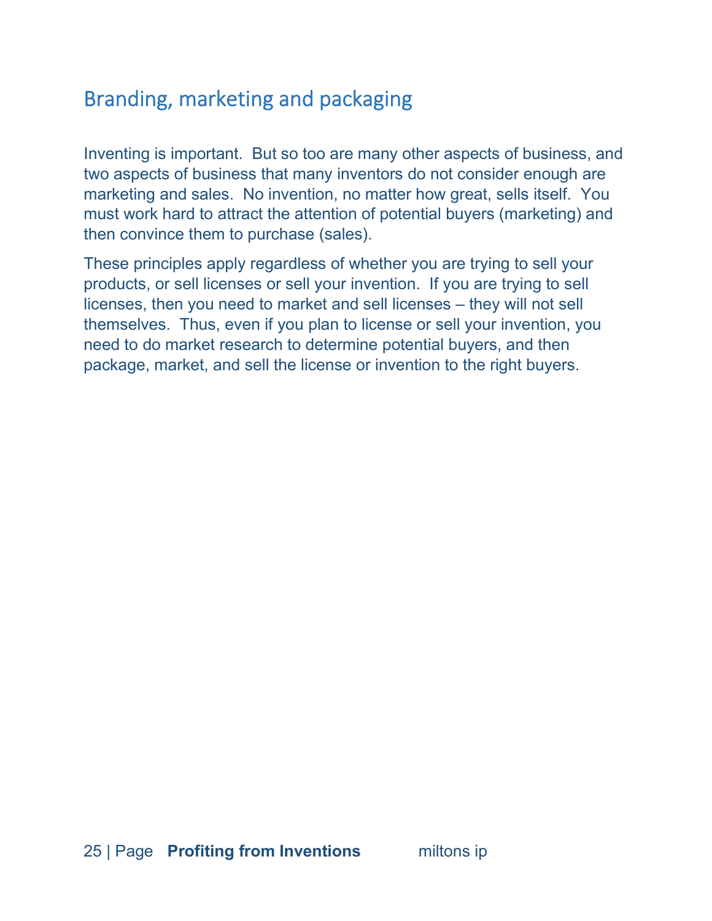## Branding, marketing and packaging

Inventing is important. But so too are many other aspects of business, and two aspects of business that many inventors do not consider enough are marketing and sales. No invention, no matter how great, sells itself. You must work hard to attract the attention of potential buyers (marketing) and then convince them to purchase (sales).

These principles apply regardless of whether you are trying to sell your products, or sell licenses or sell your invention. If you are trying to sell licenses, then you need to market and sell licenses – they will not sell themselves. Thus, even if you plan to license or sell your invention, you need to do market research to determine potential buyers, and then package, market, and sell the license or invention to the right buyers.